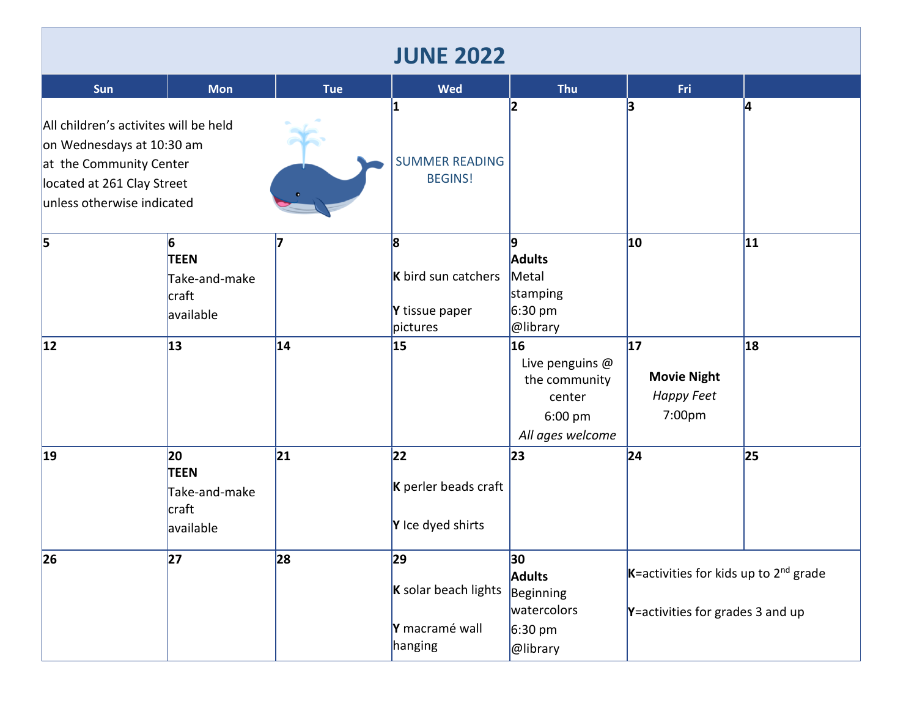# JUNE 2022

| Sun | Mon | Tue | Wed | Thu | Fri | |
|---|---|---|---|---|---|---|
| All children's activites will be held on Wednesdays at 10:30 am at the Community Center located at 261 Clay Street unless otherwise indicated | | | **1** SUMMER READING BEGINS! | **2** | **3** | **4** |
| **5** | **6** **TEEN** Take-and-make craft available | **7** | **8** **K** bird sun catchers **Y** tissue paper pictures | **9** **Adults** Metal stamping 6:30 pm @library | **10** | **11** |
| **12** | **13** | **14** | **15** | **16** Live penguins @ the community center 6:00 pm *All ages welcome* | **17** **Movie Night** *Happy Feet* 7:00pm | **18** |
| **19** | **20** **TEEN** Take-and-make craft available | **21** | **22** **K** perler beads craft **Y** Ice dyed shirts | **23** | **24** | **25** |
| **26** | **27** | **28** | **29** **K** solar beach lights **Y** macramé wall hanging | **30** **Adults** Beginning watercolors 6:30 pm @library | **K**=activities for kids up to 2nd grade **Y**=activities for grades 3 and up | |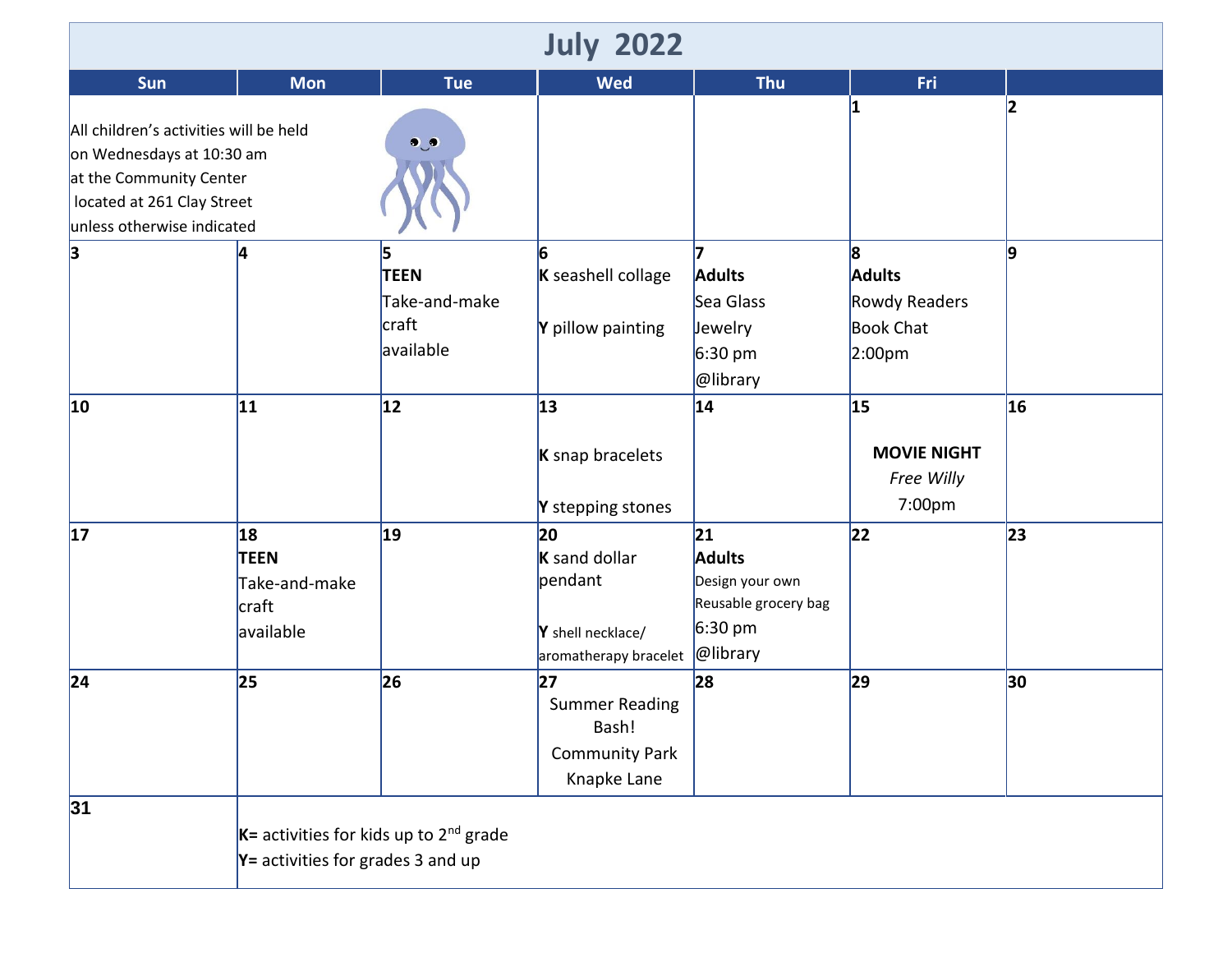# July 2022

| Sun | Mon | Tue | Wed | Thu | Fri | |
|---|---|---|---|---|---|---|
| All children's activities will be held on Wednesdays at 10:30 am at the Community Center located at 261 Clay Street unless otherwise indicated | | | | | 1 | 2 |
| 3 | 4 | 5 **TEEN** Take-and-make craft available | 6 **K** seashell collage **Y** pillow painting | 7 **Adults** Sea Glass Jewelry 6:30 pm @library | 8 **Adults** Rowdy Readers Book Chat 2:00pm | 9 |
| 10 | 11 | 12 | 13 **K** snap bracelets **Y** stepping stones | 14 | 15 **MOVIE NIGHT** *Free Willy* 7:00pm | 16 |
| 17 | 18 **TEEN** Take-and-make craft available | 19 | 20 **K** sand dollar pendant **Y** shell necklace/ aromatherapy bracelet | 21 **Adults** Design your own Reusable grocery bag 6:30 pm @library | 22 | 23 |
| 24 | 25 | 26 | 27 Summer Reading Bash! Community Park Knapke Lane | 28 | 29 | 30 |
| 31 | **K=** activities for kids up to 2nd grade **Y=** activities for grades 3 and up | | | | | |